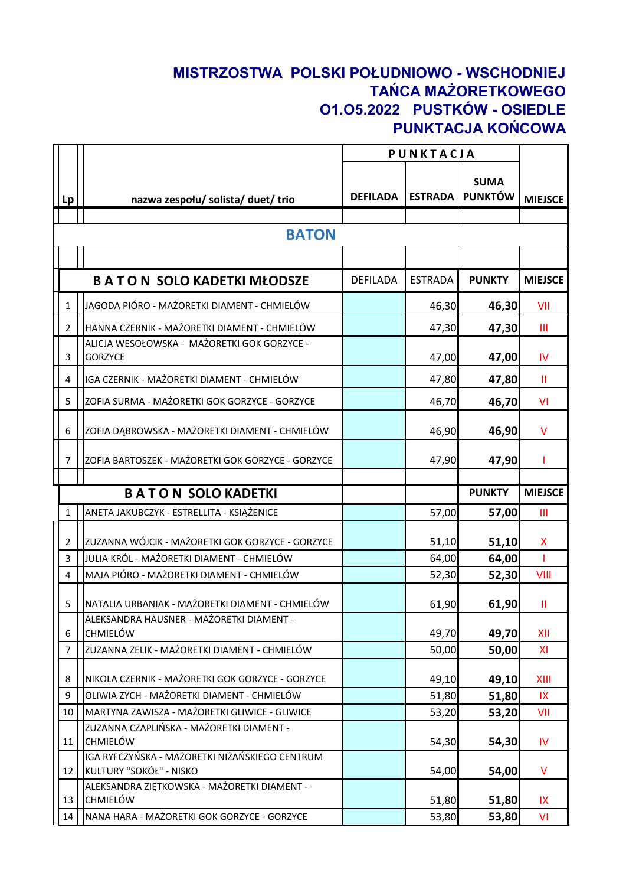# MISTRZOSTWA POLSKI POŁUDNIOWO - WSCHODNIEJ
## TAŃCA MAŻORETKOWEGO
## O1.O5.2022 PUSTKÓW - OSIEDLE
## PUNKTACJA KOŃCOWA

| Lp | nazwa zespołu/ solista/ duet/ trio | PUNKTACJA | | | MIEJSCE |
|---|---|---|---|---|---|
| | | DEFILADA | ESTRADA | SUMA PUNKTÓW | |
| | **BATON** | | | | |
| | **B A T O N SOLO KADETKI MŁODSZE** | DEFILADA | ESTRADA | **PUNKTY** | **MIEJSCE** |
| 1 | JAGODA PIÓRO - MAŻORETKI DIAMENT - CHMIELÓW | | 46,30 | **46,30** | VII |
| 2 | HANNA CZERNIK - MAŻORETKI DIAMENT - CHMIELÓW | | 47,30 | **47,30** | III |
| 3 | ALICJA WESOŁOWSKA - MAŻORETKI GOK GORZYCE - GORZYCE | | 47,00 | **47,00** | IV |
| 4 | IGA CZERNIK - MAŻORETKI DIAMENT - CHMIELÓW | | 47,80 | **47,80** | II |
| 5 | ZOFIA SURMA - MAŻORETKI GOK GORZYCE - GORZYCE | | 46,70 | **46,70** | VI |
| 6 | ZOFIA DĄBROWSKA - MAŻORETKI DIAMENT - CHMIELÓW | | 46,90 | **46,90** | V |
| 7 | ZOFIA BARTOSZEK - MAŻORETKI GOK GORZYCE - GORZYCE | | 47,90 | **47,90** | I |
| | **B A T O N SOLO KADETKI** | | | **PUNKTY** | **MIEJSCE** |
| 1 | ANETA JAKUBCZYK - ESTRELLITA - KSIĄŻENICE | | 57,00 | **57,00** | III |
| 2 | ZUZANNA WÓJCIK - MAŻORETKI GOK GORZYCE - GORZYCE | | 51,10 | **51,10** | X |
| 3 | JULIA KRÓL - MAŻORETKI DIAMENT - CHMIELÓW | | 64,00 | **64,00** | I |
| 4 | MAJA PIÓRO - MAŻORETKI DIAMENT - CHMIELÓW | | 52,30 | **52,30** | VIII |
| 5 | NATALIA URBANIAK - MAŻORETKI DIAMENT - CHMIELÓW | | 61,90 | **61,90** | II |
| 6 | ALEKSANDRA HAUSNER - MAŻORETKI DIAMENT - CHMIELÓW | | 49,70 | **49,70** | XII |
| 7 | ZUZANNA ZELIK - MAŻORETKI DIAMENT - CHMIELÓW | | 50,00 | **50,00** | XI |
| 8 | NIKOLA CZERNIK - MAŻORETKI GOK GORZYCE - GORZYCE | | 49,10 | **49,10** | XIII |
| 9 | OLIWIA ZYCH - MAŻORETKI DIAMENT - CHMIELÓW | | 51,80 | **51,80** | IX |
| 10 | MARTYNA ZAWISZA - MAŻORETKI GLIWICE - GLIWICE | | 53,20 | **53,20** | VII |
| 11 | ZUZANNA CZAPLIŃSKA - MAŻORETKI DIAMENT - CHMIELÓW | | 54,30 | **54,30** | IV |
| 12 | IGA RYFCZYŃSKA - MAŻORETKI NIŻAŃSKIEGO CENTRUM KULTURY "SOKÓŁ" - NISKO | | 54,00 | **54,00** | V |
| 13 | ALEKSANDRA ZIĘTKOWSKA - MAŻORETKI DIAMENT - CHMIELÓW | | 51,80 | **51,80** | IX |
| 14 | NANA HARA - MAŻORETKI GOK GORZYCE - GORZYCE | | 53,80 | **53,80** | VI |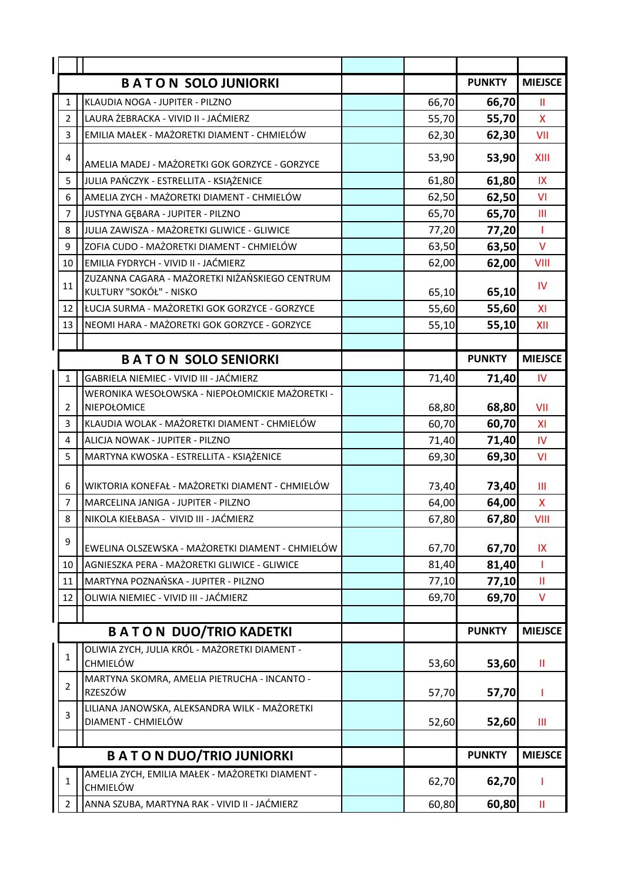| | BATON SOLO JUNIORKI | | | PUNKTY | MIEJSCE |
|---|---|---|---|---|---|
| 1 | KLAUDIA NOGA - JUPITER - PILZNO | | 66,70 | 66,70 | II |
| 2 | LAURA ŻEBRACKA - VIVID II - JAĆMIERZ | | 55,70 | 55,70 | X |
| 3 | EMILIA MAŁEK - MAŻORETKI DIAMENT - CHMIELÓW | | 62,30 | 62,30 | VII |
| 4 | AMELIA MADEJ - MAŻORETKI GOK GORZYCE - GORZYCE | | 53,90 | 53,90 | XIII |
| 5 | JULIA PAŃCZYK - ESTRELLITA - KSIĄŻENICE | | 61,80 | 61,80 | IX |
| 6 | AMELIA ZYCH - MAŻORETKI DIAMENT - CHMIELÓW | | 62,50 | 62,50 | VI |
| 7 | JUSTYNA GĘBARA - JUPITER - PILZNO | | 65,70 | 65,70 | III |
| 8 | JULIA ZAWISZA - MAŻORETKI GLIWICE - GLIWICE | | 77,20 | 77,20 | I |
| 9 | ZOFIA CUDO - MAŻORETKI DIAMENT - CHMIELÓW | | 63,50 | 63,50 | V |
| 10 | EMILIA FYDRYCH - VIVID II - JAĆMIERZ | | 62,00 | 62,00 | VIII |
| 11 | ZUZANNA CAGARA - MAŻORETKI NIŻAŃSKIEGO CENTRUM KULTURY "SOKÓŁ" - NISKO | | 65,10 | 65,10 | IV |
| 12 | ŁUCJA SURMA - MAŻORETKI GOK GORZYCE - GORZYCE | | 55,60 | 55,60 | XI |
| 13 | NEOMI HARA - MAŻORETKI GOK GORZYCE - GORZYCE | | 55,10 | 55,10 | XII |

| | BATON SOLO SENIORKI | | | PUNKTY | MIEJSCE |
|---|---|---|---|---|---|
| 1 | GABRIELA NIEMIEC - VIVID III - JAĆMIERZ | | 71,40 | 71,40 | IV |
| 2 | WERONIKA WESOŁOWSKA - NIEPOŁOMICKIE MAŻORETKI - NIEPOŁOMICE | | 68,80 | 68,80 | VII |
| 3 | KLAUDIA WOLAK - MAŻORETKI DIAMENT - CHMIELÓW | | 60,70 | 60,70 | XI |
| 4 | ALICJA NOWAK - JUPITER - PILZNO | | 71,40 | 71,40 | IV |
| 5 | MARTYNA KWOSKA - ESTRELLITA - KSIĄŻENICE | | 69,30 | 69,30 | VI |
| 6 | WIKTORIA KONEFAŁ - MAŻORETKI DIAMENT - CHMIELÓW | | 73,40 | 73,40 | III |
| 7 | MARCELINA JANIGA - JUPITER - PILZNO | | 64,00 | 64,00 | X |
| 8 | NIKOLA KIEŁBASA - VIVID III - JAĆMIERZ | | 67,80 | 67,80 | VIII |
| 9 | EWELINA OLSZEWSKA - MAŻORETKI DIAMENT - CHMIELÓW | | 67,70 | 67,70 | IX |
| 10 | AGNIESZKA PERA - MAŻORETKI GLIWICE - GLIWICE | | 81,40 | 81,40 | I |
| 11 | MARTYNA POZNAŃSKA - JUPITER - PILZNO | | 77,10 | 77,10 | II |
| 12 | OLIWIA NIEMIEC - VIVID III - JAĆMIERZ | | 69,70 | 69,70 | V |

| | BATON DUO/TRIO KADETKI | | | PUNKTY | MIEJSCE |
|---|---|---|---|---|---|
| 1 | OLIWIA ZYCH, JULIA KRÓL - MAŻORETKI DIAMENT - CHMIELÓW | | 53,60 | 53,60 | II |
| 2 | MARTYNA SKOMRA, AMELIA PIETRUCHA - INCANTO - RZESZÓW | | 57,70 | 57,70 | I |
| 3 | LILIANA JANOWSKA, ALEKSANDRA WILK - MAŻORETKI DIAMENT - CHMIELÓW | | 52,60 | 52,60 | III |

| | BATON DUO/TRIO JUNIORKI | | | PUNKTY | MIEJSCE |
|---|---|---|---|---|---|
| 1 | AMELIA ZYCH, EMILIA MAŁEK - MAŻORETKI DIAMENT - CHMIELÓW | | 62,70 | 62,70 | I |
| 2 | ANNA SZUBA, MARTYNA RAK - VIVID II - JAĆMIERZ | | 60,80 | 60,80 | II |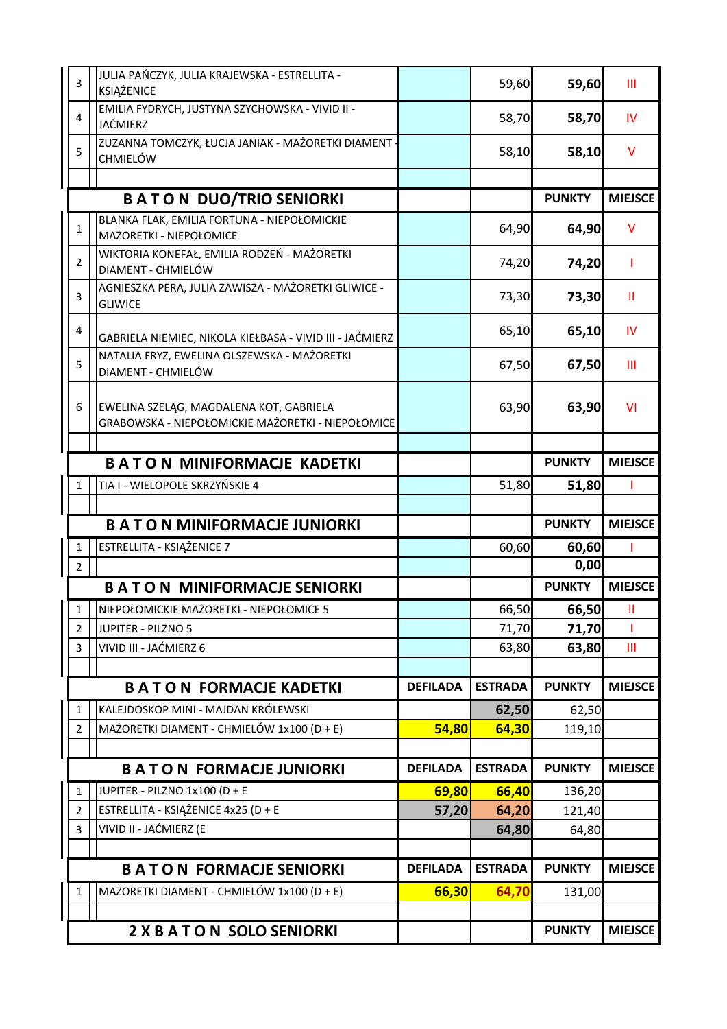| | | | | | |
|---|---|---|---|---|---|
| 3 | JULIA PAŃCZYK, JULIA KRAJEWSKA - ESTRELLITA - KSIĄŻENICE | | 59,60 | **59,60** | III |
| 4 | EMILIA FYDRYCH, JUSTYNA SZYCHOWSKA - VIVID II - JAĆMIERZ | | 58,70 | **58,70** | IV |
| 5 | ZUZANNA TOMCZYK, ŁUCJA JANIAK - MAŻORETKI DIAMENT - CHMIELÓW | | 58,10 | **58,10** | V |
| | | | | | |

| | **B A T O N DUO/TRIO SENIORKI** | | | **PUNKTY** | **MIEJSCE** |
|---|---|---|---|---|---|
| 1 | BLANKA FLAK, EMILIA FORTUNA - NIEPOŁOMICKIE MAŻORETKI - NIEPOŁOMICE | | 64,90 | **64,90** | V |
| 2 | WIKTORIA KONEFAŁ, EMILIA RODZEŃ - MAŻORETKI DIAMENT - CHMIELÓW | | 74,20 | **74,20** | I |
| 3 | AGNIESZKA PERA, JULIA ZAWISZA - MAŻORETKI GLIWICE - GLIWICE | | 73,30 | **73,30** | II |
| 4 | GABRIELA NIEMIEC, NIKOLA KIEŁBASA - VIVID III - JAĆMIERZ | | 65,10 | **65,10** | IV |
| 5 | NATALIA FRYZ, EWELINA OLSZEWSKA - MAŻORETKI DIAMENT - CHMIELÓW | | 67,50 | **67,50** | III |
| 6 | EWELINA SZELĄG, MAGDALENA KOT, GABRIELA GRABOWSKA - NIEPOŁOMICKIE MAŻORETKI - NIEPOŁOMICE | | 63,90 | **63,90** | VI |
| | | | | | |

| | **B A T O N MINIFORMACJE KADETKI** | | | **PUNKTY** | **MIEJSCE** |
|---|---|---|---|---|---|
| 1 | TIA I - WIELOPOLE SKRZYŃSKIE 4 | | 51,80 | **51,80** | I |
| | | | | | |

| | **B A T O N MINIFORMACJE JUNIORKI** | | | **PUNKTY** | **MIEJSCE** |
|---|---|---|---|---|---|
| 1 | ESTRELLITA - KSIĄŻENICE 7 | | 60,60 | **60,60** | I |
| 2 | | | | **0,00** | |

| | **B A T O N MINIFORMACJE SENIORKI** | | | **PUNKTY** | **MIEJSCE** |
|---|---|---|---|---|---|
| 1 | NIEPOŁOMICKIE MAŻORETKI - NIEPOŁOMICE 5 | | 66,50 | **66,50** | II |
| 2 | JUPITER - PILZNO 5 | | 71,70 | **71,70** | I |
| 3 | VIVID III - JAĆMIERZ 6 | | 63,80 | **63,80** | III |
| | | | | | |

| | **B A T O N FORMACJE KADETKI** | **DEFILADA** | **ESTRADA** | **PUNKTY** | **MIEJSCE** |
|---|---|---|---|---|---|
| 1 | KALEJDOSKOP MINI - MAJDAN KRÓLEWSKI | | **62,50** | 62,50 | |
| 2 | MAŻORETKI DIAMENT - CHMIELÓW 1x100 (D + E) | **54,80** | **64,30** | 119,10 | |
| | | | | | |

| | **B A T O N FORMACJE JUNIORKI** | **DEFILADA** | **ESTRADA** | **PUNKTY** | **MIEJSCE** |
|---|---|---|---|---|---|
| 1 | JUPITER - PILZNO 1x100 (D + E | **69,80** | **66,40** | 136,20 | |
| 2 | ESTRELLITA - KSIĄŻENICE 4x25 (D + E | **57,20** | **64,20** | 121,40 | |
| 3 | VIVID II - JAĆMIERZ (E | | **64,80** | 64,80 | |
| | | | | | |

| | **B A T O N FORMACJE SENIORKI** | **DEFILADA** | **ESTRADA** | **PUNKTY** | **MIEJSCE** |
|---|---|---|---|---|---|
| 1 | MAŻORETKI DIAMENT - CHMIELÓW 1x100 (D + E) | **66,30** | **64,70** | 131,00 | |
| | | | | | |

| | **2 X B A T O N SOLO SENIORKI** | | | **PUNKTY** | **MIEJSCE** |
|---|---|---|---|---|---|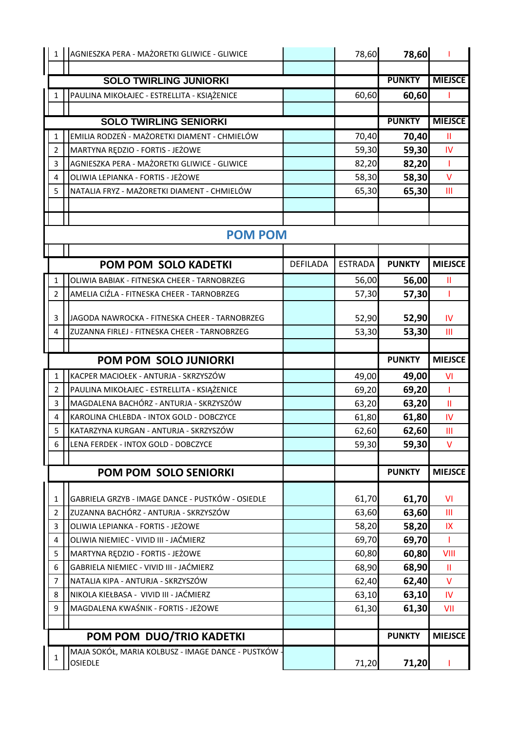| | | | | | |
|---|---|---|---|---|---|
| 1 | AGNIESZKA PERA - MAŻORETKI GLIWICE - GLIWICE | | 78,60 | 78,60 | I |

| | SOLO TWIRLING JUNIORKI | | | PUNKTY | MIEJSCE |
|---|---|---|---|---|---|
| 1 | PAULINA MIKOŁAJEC - ESTRELLITA - KSIĄŻENICE | | 60,60 | 60,60 | I |

| | SOLO TWIRLING SENIORKI | | | PUNKTY | MIEJSCE |
|---|---|---|---|---|---|
| 1 | EMILIA RODZEŃ - MAŻORETKI DIAMENT - CHMIELÓW | | 70,40 | 70,40 | II |
| 2 | MARTYNA RĘDZIO - FORTIS - JEŻOWE | | 59,30 | 59,30 | IV |
| 3 | AGNIESZKA PERA - MAŻORETKI GLIWICE - GLIWICE | | 82,20 | 82,20 | I |
| 4 | OLIWIA LEPIANKA - FORTIS - JEŻOWE | | 58,30 | 58,30 | V |
| 5 | NATALIA FRYZ - MAŻORETKI DIAMENT - CHMIELÓW | | 65,30 | 65,30 | III |

## POM POM

| | POM POM SOLO KADETKI | DEFILADA | ESTRADA | PUNKTY | MIEJSCE |
|---|---|---|---|---|---|
| 1 | OLIWIA BABIAK - FITNESKA CHEER - TARNOBRZEG | | 56,00 | 56,00 | II |
| 2 | AMELIA CIŹLA - FITNESKA CHEER - TARNOBRZEG | | 57,30 | 57,30 | I |
| 3 | JAGODA NAWROCKA - FITNESKA CHEER - TARNOBRZEG | | 52,90 | 52,90 | IV |
| 4 | ZUZANNA FIRLEJ - FITNESKA CHEER - TARNOBRZEG | | 53,30 | 53,30 | III |

| | POM POM SOLO JUNIORKI | | | PUNKTY | MIEJSCE |
|---|---|---|---|---|---|
| 1 | KACPER MACIOŁEK - ANTURJA - SKRZYSZÓW | | 49,00 | 49,00 | VI |
| 2 | PAULINA MIKOŁAJEC - ESTRELLITA - KSIĄŻENICE | | 69,20 | 69,20 | I |
| 3 | MAGDALENA BACHÓRZ - ANTURJA - SKRZYSZÓW | | 63,20 | 63,20 | II |
| 4 | KAROLINA CHLEBDA - INTOX GOLD - DOBCZYCE | | 61,80 | 61,80 | IV |
| 5 | KATARZYNA KURGAN - ANTURJA - SKRZYSZÓW | | 62,60 | 62,60 | III |
| 6 | LENA FERDEK - INTOX GOLD - DOBCZYCE | | 59,30 | 59,30 | V |

| | POM POM SOLO SENIORKI | | | PUNKTY | MIEJSCE |
|---|---|---|---|---|---|
| 1 | GABRIELA GRZYB - IMAGE DANCE - PUSTKÓW - OSIEDLE | | 61,70 | 61,70 | VI |
| 2 | ZUZANNA BACHÓRZ - ANTURJA - SKRZYSZÓW | | 63,60 | 63,60 | III |
| 3 | OLIWIA LEPIANKA - FORTIS - JEŻOWE | | 58,20 | 58,20 | IX |
| 4 | OLIWIA NIEMIEC - VIVID III - JAĆMIERZ | | 69,70 | 69,70 | I |
| 5 | MARTYNA RĘDZIO - FORTIS - JEŻOWE | | 60,80 | 60,80 | VIII |
| 6 | GABRIELA NIEMIEC - VIVID III - JAĆMIERZ | | 68,90 | 68,90 | II |
| 7 | NATALIA KIPA - ANTURJA - SKRZYSZÓW | | 62,40 | 62,40 | V |
| 8 | NIKOLA KIEŁBASA - VIVID III - JAĆMIERZ | | 63,10 | 63,10 | IV |
| 9 | MAGDALENA KWAŚNIK - FORTIS - JEŻOWE | | 61,30 | 61,30 | VII |

| | POM POM DUO/TRIO KADETKI | | | PUNKTY | MIEJSCE |
|---|---|---|---|---|---|
| 1 | MAJA SOKÓŁ, MARIA KOLBUSZ - IMAGE DANCE - PUSTKÓW - OSIEDLE | | 71,20 | 71,20 | I |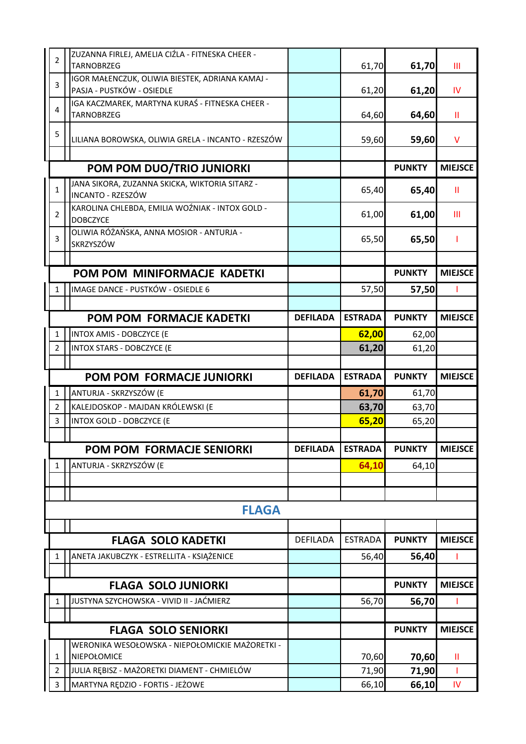| | | | | | |
|---|---|---|---|---|---|
| 2 | ZUZANNA FIRLEJ, AMELIA CIŹLA - FITNESKA CHEER - TARNOBRZEG | | 61,70 | **61,70** | III |
| 3 | IGOR MAŁENCZUK, OLIWIA BIESTEK, ADRIANA KAMAJ - PASJA - PUSTKÓW - OSIEDLE | | 61,20 | **61,20** | IV |
| 4 | IGA KACZMAREK, MARTYNA KURAŚ - FITNESKA CHEER - TARNOBRZEG | | 64,60 | **64,60** | II |
| 5 | LILIANA BOROWSKA, OLIWIA GRELA - INCANTO - RZESZÓW | | 59,60 | **59,60** | V |

| | **POM POM DUO/TRIO JUNIORKI** | | | **PUNKTY** | **MIEJSCE** |
|---|---|---|---|---|---|
| 1 | JANA SIKORA, ZUZANNA SKICKA, WIKTORIA SITARZ - INCANTO - RZESZÓW | | 65,40 | **65,40** | II |
| 2 | KAROLINA CHLEBDA, EMILIA WOŹNIAK - INTOX GOLD - DOBCZYCE | | 61,00 | **61,00** | III |
| 3 | OLIWIA RÓŻAŃSKA, ANNA MOSIOR - ANTURJA - SKRZYSZÓW | | 65,50 | **65,50** | I |

| | **POM POM MINIFORMACJE KADETKI** | | | **PUNKTY** | **MIEJSCE** |
|---|---|---|---|---|---|
| 1 | IMAGE DANCE - PUSTKÓW - OSIEDLE 6 | | 57,50 | **57,50** | I |

| | **POM POM FORMACJE KADETKI** | **DEFILADA** | **ESTRADA** | **PUNKTY** | **MIEJSCE** |
|---|---|---|---|---|---|
| 1 | INTOX AMIS - DOBCZYCE (E | | **62,00** | 62,00 | |
| 2 | INTOX STARS - DOBCZYCE (E | | **61,20** | 61,20 | |

| | **POM POM FORMACJE JUNIORKI** | **DEFILADA** | **ESTRADA** | **PUNKTY** | **MIEJSCE** |
|---|---|---|---|---|---|
| 1 | ANTURJA - SKRZYSZÓW (E | | **61,70** | 61,70 | |
| 2 | KALEJDOSKOP - MAJDAN KRÓLEWSKI (E | | **63,70** | 63,70 | |
| 3 | INTOX GOLD - DOBCZYCE (E | | **65,20** | 65,20 | |

| | **POM POM FORMACJE SENIORKI** | **DEFILADA** | **ESTRADA** | **PUNKTY** | **MIEJSCE** |
|---|---|---|---|---|---|
| 1 | ANTURJA - SKRZYSZÓW (E | | **64,10** | 64,10 | |

## FLAGA

| | **FLAGA SOLO KADETKI** | DEFILADA | ESTRADA | **PUNKTY** | **MIEJSCE** |
|---|---|---|---|---|---|
| 1 | ANETA JAKUBCZYK - ESTRELLITA - KSIĄŻENICE | | 56,40 | **56,40** | I |

| | **FLAGA SOLO JUNIORKI** | | | **PUNKTY** | **MIEJSCE** |
|---|---|---|---|---|---|
| 1 | JUSTYNA SZYCHOWSKA - VIVID II - JAĆMIERZ | | 56,70 | **56,70** | I |

| | **FLAGA SOLO SENIORKI** | | | **PUNKTY** | **MIEJSCE** |
|---|---|---|---|---|---|
| 1 | WERONIKA WESOŁOWSKA - NIEPOŁOMICKIE MAŻORETKI - NIEPOŁOMICE | | 70,60 | **70,60** | II |
| 2 | JULIA RĘBISZ - MAŻORETKI DIAMENT - CHMIELÓW | | 71,90 | **71,90** | I |
| 3 | MARTYNA RĘDZIO - FORTIS - JEŻOWE | | 66,10 | **66,10** | IV |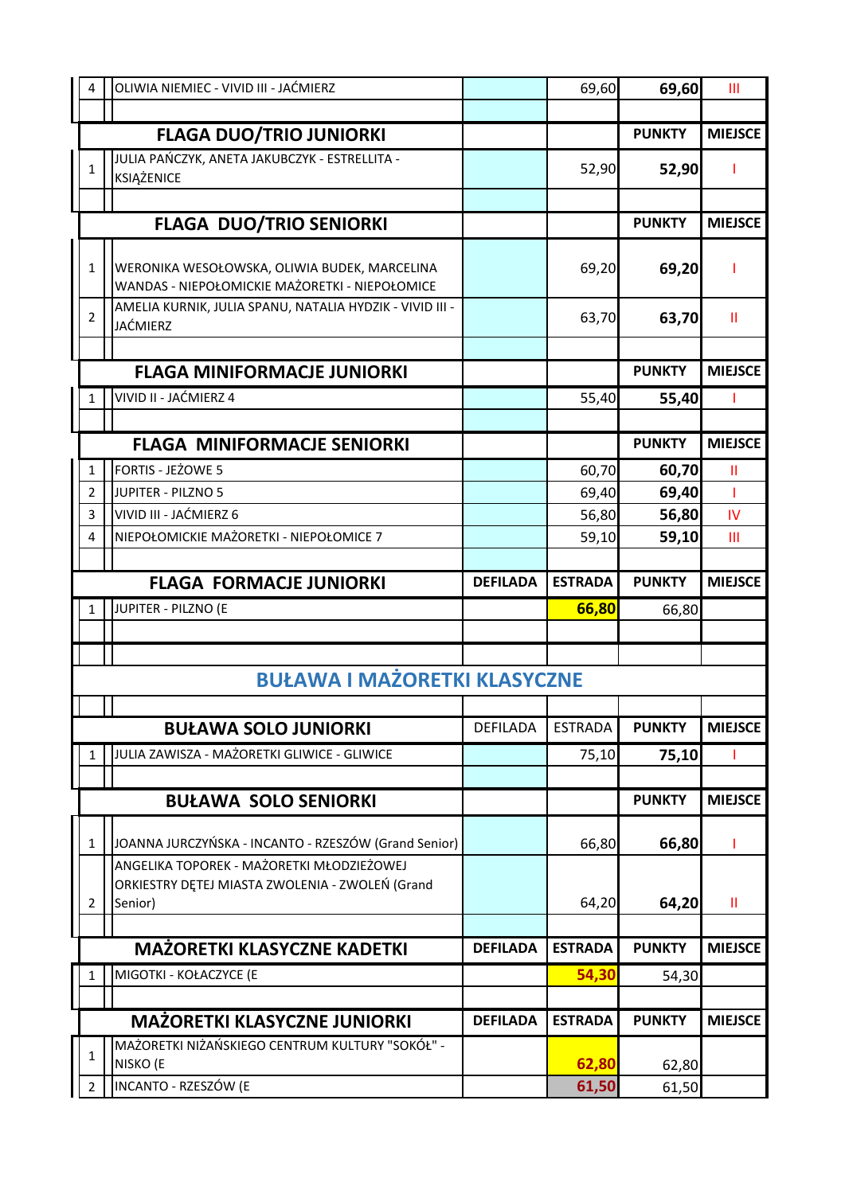| 4 | OLIWIA NIEMIEC - VIVID III - JAĆMIERZ | | 69,60 | 69,60 | III |
|---|---|---|---|---|---|
| | | | | | |
| | **FLAGA DUO/TRIO JUNIORKI** | | | **PUNKTY** | **MIEJSCE** |
| 1 | JULIA PAŃCZYK, ANETA JAKUBCZYK - ESTRELLITA - KSIĄŻENICE | | 52,90 | 52,90 | I |
| | | | | | |
| | **FLAGA DUO/TRIO SENIORKI** | | | **PUNKTY** | **MIEJSCE** |
| 1 | WERONIKA WESOŁOWSKA, OLIWIA BUDEK, MARCELINA WANDAS - NIEPOŁOMICKIE MAŻORETKI - NIEPOŁOMICE | | 69,20 | 69,20 | I |
| 2 | AMELIA KURNIK, JULIA SPANU, NATALIA HYDZIK - VIVID III - JAĆMIERZ | | 63,70 | 63,70 | II |
| | | | | | |
| | **FLAGA MINIFORMACJE JUNIORKI** | | | **PUNKTY** | **MIEJSCE** |
| 1 | VIVID II - JAĆMIERZ 4 | | 55,40 | 55,40 | I |
| | | | | | |
| | **FLAGA MINIFORMACJE SENIORKI** | | | **PUNKTY** | **MIEJSCE** |
| 1 | FORTIS - JEŻOWE 5 | | 60,70 | 60,70 | II |
| 2 | JUPITER - PILZNO 5 | | 69,40 | 69,40 | I |
| 3 | VIVID III - JAĆMIERZ 6 | | 56,80 | 56,80 | IV |
| 4 | NIEPOŁOMICKIE MAŻORETKI - NIEPOŁOMICE 7 | | 59,10 | 59,10 | III |
| | | | | | |
| | **FLAGA FORMACJE JUNIORKI** | **DEFILADA** | **ESTRADA** | **PUNKTY** | **MIEJSCE** |
| 1 | JUPITER - PILZNO (E | | **66,80** | 66,80 | |
| | | | | | |
| | | | | | |
| | **BUŁAWA I MAŻORETKI KLASYCZNE** | | | | |
| | | | | | |
| | **BUŁAWA SOLO JUNIORKI** | DEFILADA | ESTRADA | **PUNKTY** | **MIEJSCE** |
| 1 | JULIA ZAWISZA - MAŻORETKI GLIWICE - GLIWICE | | 75,10 | 75,10 | I |
| | | | | | |
| | **BUŁAWA SOLO SENIORKI** | | | **PUNKTY** | **MIEJSCE** |
| 1 | JOANNA JURCZYŃSKA - INCANTO - RZESZÓW (Grand Senior) | | 66,80 | 66,80 | I |
| 2 | ANGELIKA TOPOREK - MAŻORETKI MŁODZIEŻOWEJ ORKIESTRY DĘTEJ MIASTA ZWOLENIA - ZWOLEŃ (Grand Senior) | | 64,20 | 64,20 | II |
| | | | | | |
| | **MAŻORETKI KLASYCZNE KADETKI** | **DEFILADA** | **ESTRADA** | **PUNKTY** | **MIEJSCE** |
| 1 | MIGOTKI - KOŁACZYCE (E | | **54,30** | 54,30 | |
| | | | | | |
| | **MAŻORETKI KLASYCZNE JUNIORKI** | **DEFILADA** | **ESTRADA** | **PUNKTY** | **MIEJSCE** |
| 1 | MAŻORETKI NIŻAŃSKIEGO CENTRUM KULTURY "SOKÓŁ" - NISKO (E | | **62,80** | 62,80 | |
| 2 | INCANTO - RZESZÓW (E | | **61,50** | 61,50 | |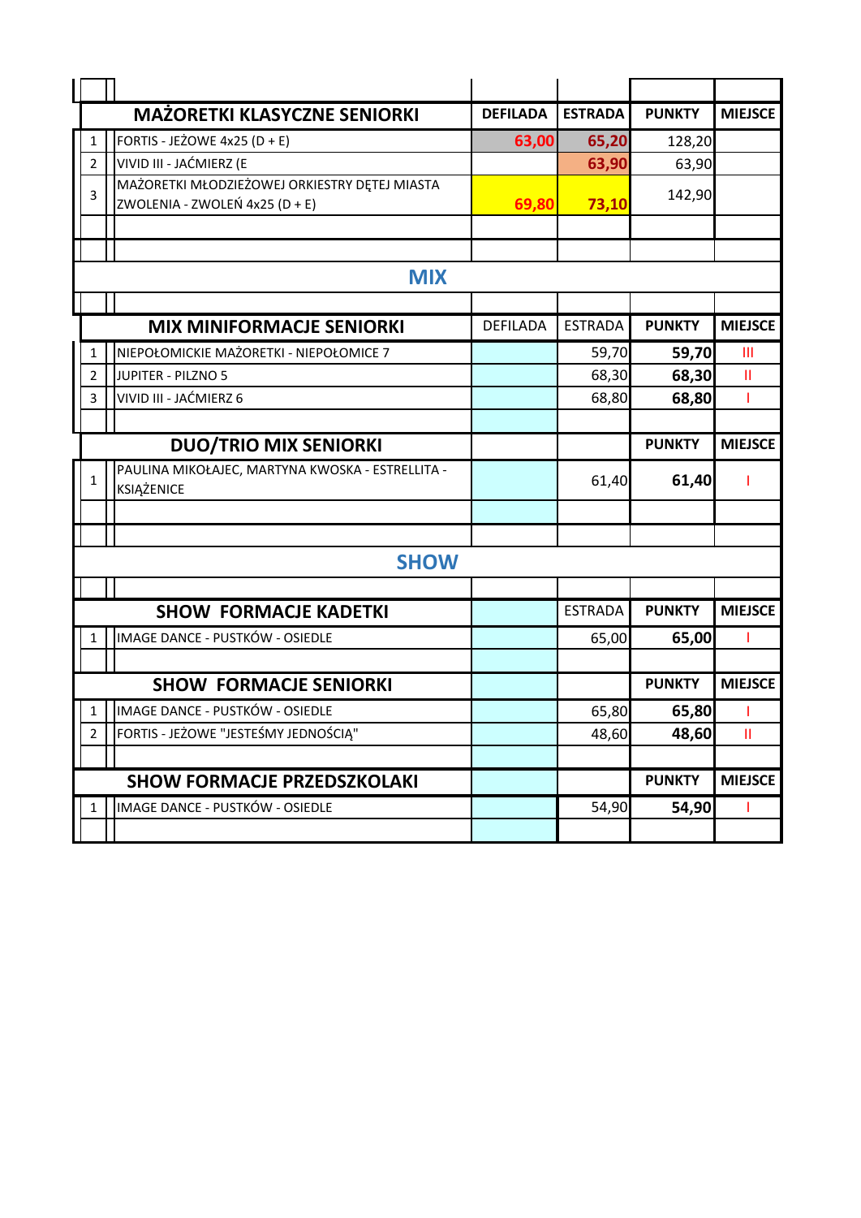| | MAŻORETKI KLASYCZNE SENIORKI | DEFILADA | ESTRADA | PUNKTY | MIEJSCE |
|---|---|---|---|---|---|
| 1 | FORTIS - JEŻOWE 4x25 (D + E) | 63,00 | 65,20 | 128,20 | |
| 2 | VIVID III - JAĆMIERZ (E | | 63,90 | 63,90 | |
| 3 | MAŻORETKI MŁODZIEŻOWEJ ORKIESTRY DĘTEJ MIASTA ZWOLENIA - ZWOLEŃ 4x25 (D + E) | 69,80 | 73,10 | 142,90 | |

## MIX

| | MIX MINIFORMACJE SENIORKI | DEFILADA | ESTRADA | PUNKTY | MIEJSCE |
|---|---|---|---|---|---|
| 1 | NIEPOŁOMICKIE MAŻORETKI - NIEPOŁOMICE 7 | | 59,70 | 59,70 | III |
| 2 | JUPITER - PILZNO 5 | | 68,30 | 68,30 | II |
| 3 | VIVID III - JAĆMIERZ 6 | | 68,80 | 68,80 | I |

| | DUO/TRIO MIX SENIORKI | | | PUNKTY | MIEJSCE |
|---|---|---|---|---|---|
| 1 | PAULINA MIKOŁAJEC, MARTYNA KWOSKA - ESTRELLITA - KSIĄŻENICE | | 61,40 | 61,40 | I |

## SHOW

| | SHOW FORMACJE KADETKI | | ESTRADA | PUNKTY | MIEJSCE |
|---|---|---|---|---|---|
| 1 | IMAGE DANCE - PUSTKÓW - OSIEDLE | | 65,00 | 65,00 | I |

| | SHOW FORMACJE SENIORKI | | | PUNKTY | MIEJSCE |
|---|---|---|---|---|---|
| 1 | IMAGE DANCE - PUSTKÓW - OSIEDLE | | 65,80 | 65,80 | I |
| 2 | FORTIS - JEŻOWE "JESTEŚMY JEDNOŚCIĄ" | | 48,60 | 48,60 | II |

| | SHOW FORMACJE PRZEDSZKOLAKI | | | PUNKTY | MIEJSCE |
|---|---|---|---|---|---|
| 1 | IMAGE DANCE - PUSTKÓW - OSIEDLE | | 54,90 | 54,90 | I |